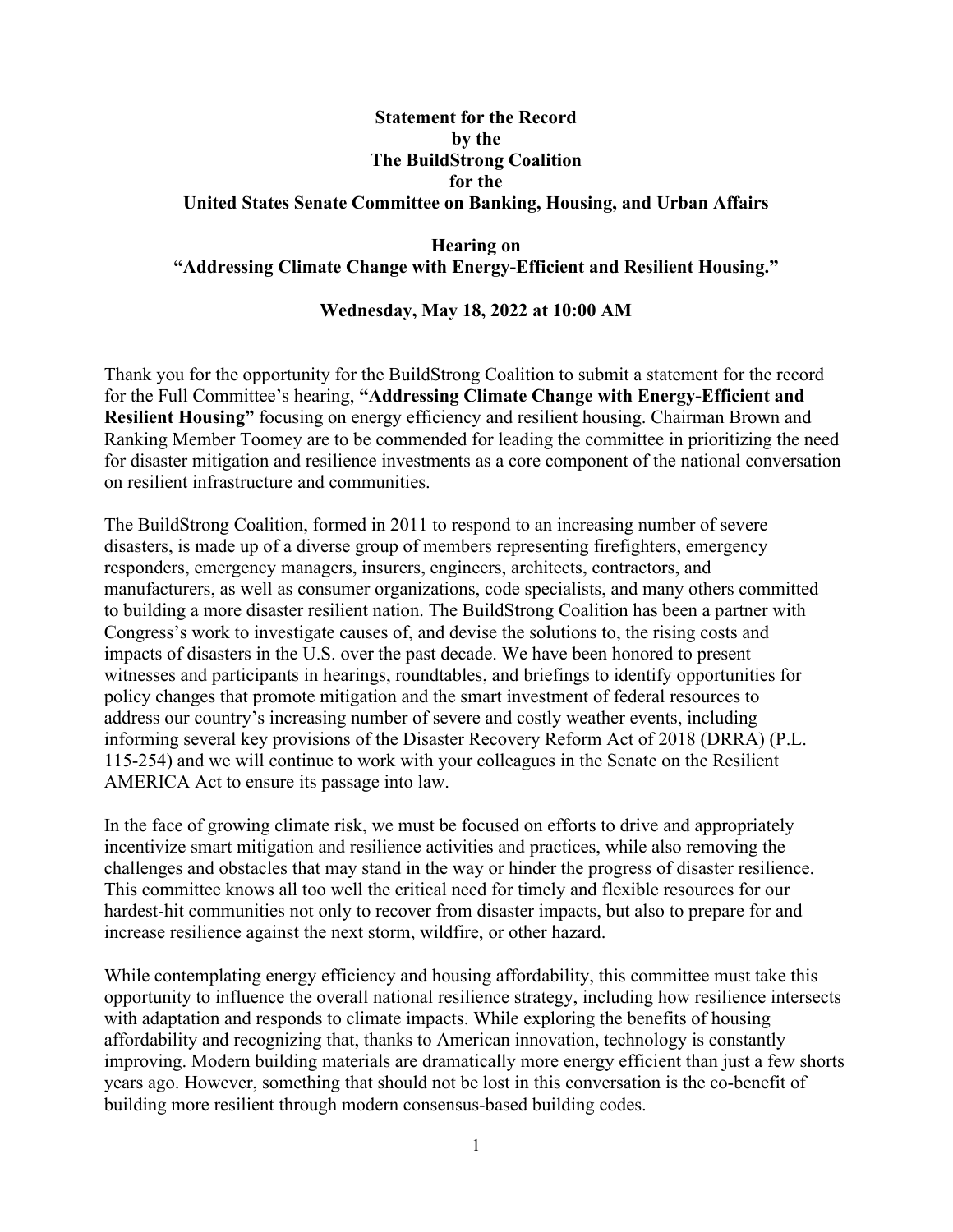**Statement for the Record**
**by the**
**The BuildStrong Coalition**
**for the**
**United States Senate Committee on Banking, Housing, and Urban Affairs**

**Hearing on**
**"Addressing Climate Change with Energy-Efficient and Resilient Housing."**

**Wednesday, May 18, 2022 at 10:00 AM**

Thank you for the opportunity for the BuildStrong Coalition to submit a statement for the record for the Full Committee's hearing, **"Addressing Climate Change with Energy-Efficient and Resilient Housing"** focusing on energy efficiency and resilient housing. Chairman Brown and Ranking Member Toomey are to be commended for leading the committee in prioritizing the need for disaster mitigation and resilience investments as a core component of the national conversation on resilient infrastructure and communities.

The BuildStrong Coalition, formed in 2011 to respond to an increasing number of severe disasters, is made up of a diverse group of members representing firefighters, emergency responders, emergency managers, insurers, engineers, architects, contractors, and manufacturers, as well as consumer organizations, code specialists, and many others committed to building a more disaster resilient nation. The BuildStrong Coalition has been a partner with Congress's work to investigate causes of, and devise the solutions to, the rising costs and impacts of disasters in the U.S. over the past decade. We have been honored to present witnesses and participants in hearings, roundtables, and briefings to identify opportunities for policy changes that promote mitigation and the smart investment of federal resources to address our country's increasing number of severe and costly weather events, including informing several key provisions of the Disaster Recovery Reform Act of 2018 (DRRA) (P.L. 115-254) and we will continue to work with your colleagues in the Senate on the Resilient AMERICA Act to ensure its passage into law.

In the face of growing climate risk, we must be focused on efforts to drive and appropriately incentivize smart mitigation and resilience activities and practices, while also removing the challenges and obstacles that may stand in the way or hinder the progress of disaster resilience. This committee knows all too well the critical need for timely and flexible resources for our hardest-hit communities not only to recover from disaster impacts, but also to prepare for and increase resilience against the next storm, wildfire, or other hazard.

While contemplating energy efficiency and housing affordability, this committee must take this opportunity to influence the overall national resilience strategy, including how resilience intersects with adaptation and responds to climate impacts. While exploring the benefits of housing affordability and recognizing that, thanks to American innovation, technology is constantly improving. Modern building materials are dramatically more energy efficient than just a few shorts years ago. However, something that should not be lost in this conversation is the co-benefit of building more resilient through modern consensus-based building codes.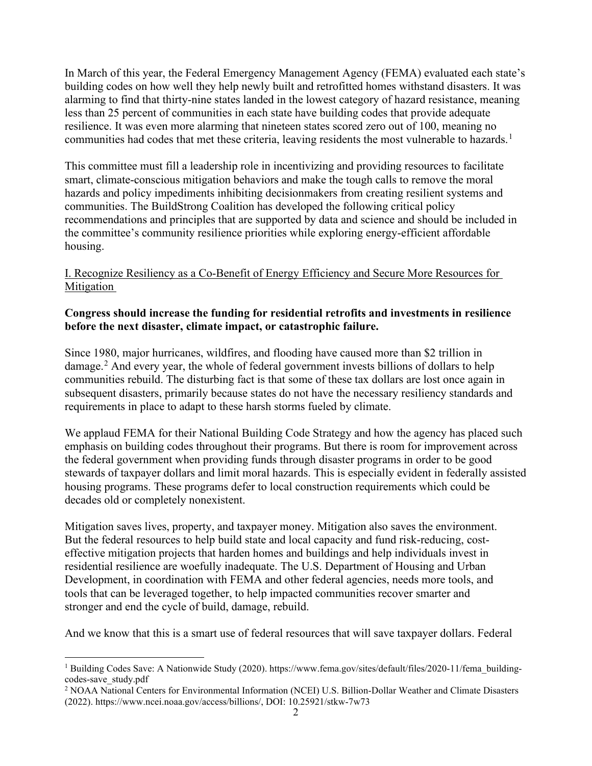In March of this year, the Federal Emergency Management Agency (FEMA) evaluated each state's building codes on how well they help newly built and retrofitted homes withstand disasters. It was alarming to find that thirty-nine states landed in the lowest category of hazard resistance, meaning less than 25 percent of communities in each state have building codes that provide adequate resilience. It was even more alarming that nineteen states scored zero out of 100, meaning no communities had codes that met these criteria, leaving residents the most vulnerable to hazards.[1]

This committee must fill a leadership role in incentivizing and providing resources to facilitate smart, climate-conscious mitigation behaviors and make the tough calls to remove the moral hazards and policy impediments inhibiting decisionmakers from creating resilient systems and communities. The BuildStrong Coalition has developed the following critical policy recommendations and principles that are supported by data and science and should be included in the committee's community resilience priorities while exploring energy-efficient affordable housing.

## I. Recognize Resiliency as a Co-Benefit of Energy Efficiency and Secure More Resources for Mitigation

**Congress should increase the funding for residential retrofits and investments in resilience before the next disaster, climate impact, or catastrophic failure.**

Since 1980, major hurricanes, wildfires, and flooding have caused more than $2 trillion in damage.[2] And every year, the whole of federal government invests billions of dollars to help communities rebuild. The disturbing fact is that some of these tax dollars are lost once again in subsequent disasters, primarily because states do not have the necessary resiliency standards and requirements in place to adapt to these harsh storms fueled by climate.

We applaud FEMA for their National Building Code Strategy and how the agency has placed such emphasis on building codes throughout their programs. But there is room for improvement across the federal government when providing funds through disaster programs in order to be good stewards of taxpayer dollars and limit moral hazards. This is especially evident in federally assisted housing programs. These programs defer to local construction requirements which could be decades old or completely nonexistent.

Mitigation saves lives, property, and taxpayer money. Mitigation also saves the environment. But the federal resources to help build state and local capacity and fund risk-reducing, cost-effective mitigation projects that harden homes and buildings and help individuals invest in residential resilience are woefully inadequate. The U.S. Department of Housing and Urban Development, in coordination with FEMA and other federal agencies, needs more tools, and tools that can be leveraged together, to help impacted communities recover smarter and stronger and end the cycle of build, damage, rebuild.

And we know that this is a smart use of federal resources that will save taxpayer dollars. Federal

---

[1] Building Codes Save: A Nationwide Study (2020). https://www.fema.gov/sites/default/files/2020-11/fema_building-codes-save_study.pdf

[2] NOAA National Centers for Environmental Information (NCEI) U.S. Billion-Dollar Weather and Climate Disasters (2022). https://www.ncei.noaa.gov/access/billions/, DOI: 10.25921/stkw-7w73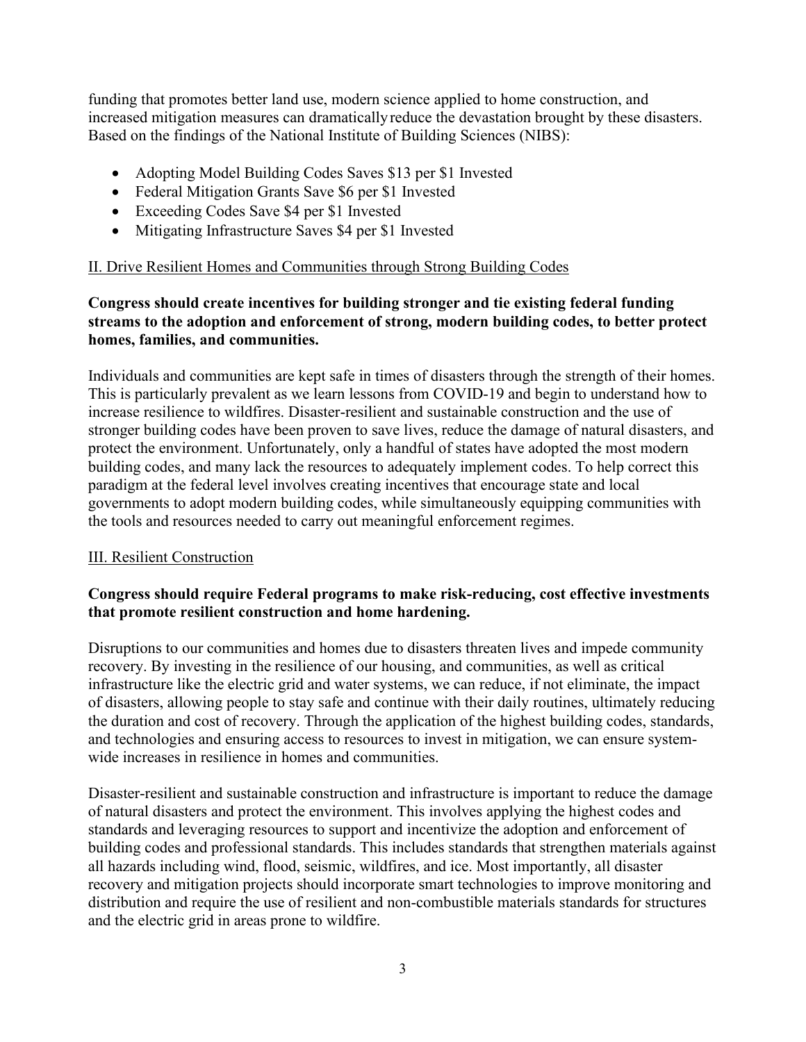funding that promotes better land use, modern science applied to home construction, and increased mitigation measures can dramatically reduce the devastation brought by these disasters. Based on the findings of the National Institute of Building Sciences (NIBS):

- Adopting Model Building Codes Saves $13 per $1 Invested
- Federal Mitigation Grants Save $6 per $1 Invested
- Exceeding Codes Save $4 per $1 Invested
- Mitigating Infrastructure Saves $4 per $1 Invested

## II. Drive Resilient Homes and Communities through Strong Building Codes

**Congress should create incentives for building stronger and tie existing federal funding streams to the adoption and enforcement of strong, modern building codes, to better protect homes, families, and communities.**

Individuals and communities are kept safe in times of disasters through the strength of their homes. This is particularly prevalent as we learn lessons from COVID-19 and begin to understand how to increase resilience to wildfires. Disaster-resilient and sustainable construction and the use of stronger building codes have been proven to save lives, reduce the damage of natural disasters, and protect the environment. Unfortunately, only a handful of states have adopted the most modern building codes, and many lack the resources to adequately implement codes. To help correct this paradigm at the federal level involves creating incentives that encourage state and local governments to adopt modern building codes, while simultaneously equipping communities with the tools and resources needed to carry out meaningful enforcement regimes.

## III. Resilient Construction

**Congress should require Federal programs to make risk-reducing, cost effective investments that promote resilient construction and home hardening.**

Disruptions to our communities and homes due to disasters threaten lives and impede community recovery. By investing in the resilience of our housing, and communities, as well as critical infrastructure like the electric grid and water systems, we can reduce, if not eliminate, the impact of disasters, allowing people to stay safe and continue with their daily routines, ultimately reducing the duration and cost of recovery. Through the application of the highest building codes, standards, and technologies and ensuring access to resources to invest in mitigation, we can ensure system-wide increases in resilience in homes and communities.

Disaster-resilient and sustainable construction and infrastructure is important to reduce the damage of natural disasters and protect the environment. This involves applying the highest codes and standards and leveraging resources to support and incentivize the adoption and enforcement of building codes and professional standards. This includes standards that strengthen materials against all hazards including wind, flood, seismic, wildfires, and ice. Most importantly, all disaster recovery and mitigation projects should incorporate smart technologies to improve monitoring and distribution and require the use of resilient and non-combustible materials standards for structures and the electric grid in areas prone to wildfire.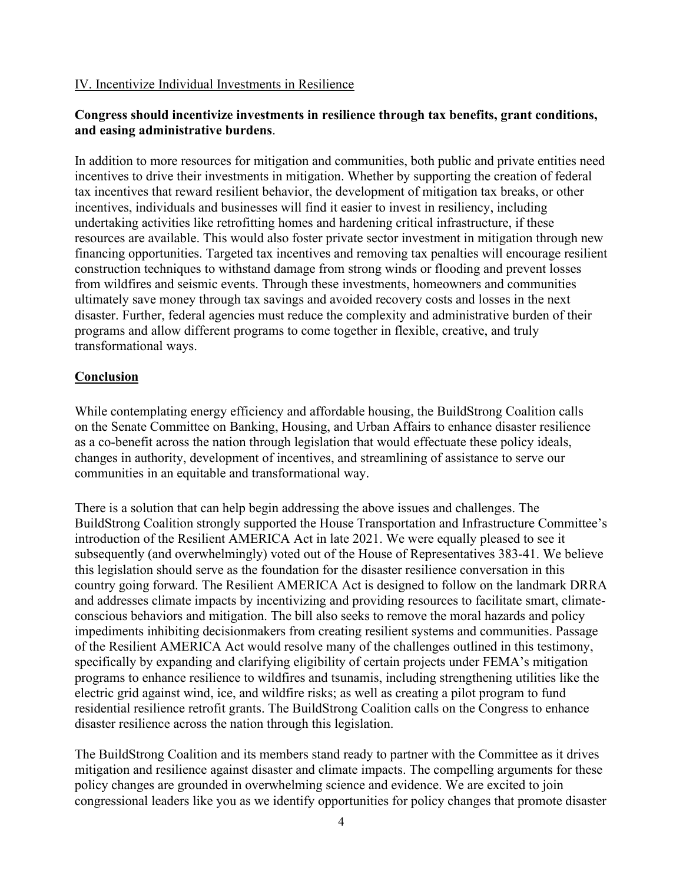## IV. Incentivize Individual Investments in Resilience

**Congress should incentivize investments in resilience through tax benefits, grant conditions, and easing administrative burdens**.

In addition to more resources for mitigation and communities, both public and private entities need incentives to drive their investments in mitigation. Whether by supporting the creation of federal tax incentives that reward resilient behavior, the development of mitigation tax breaks, or other incentives, individuals and businesses will find it easier to invest in resiliency, including undertaking activities like retrofitting homes and hardening critical infrastructure, if these resources are available. This would also foster private sector investment in mitigation through new financing opportunities. Targeted tax incentives and removing tax penalties will encourage resilient construction techniques to withstand damage from strong winds or flooding and prevent losses from wildfires and seismic events. Through these investments, homeowners and communities ultimately save money through tax savings and avoided recovery costs and losses in the next disaster. Further, federal agencies must reduce the complexity and administrative burden of their programs and allow different programs to come together in flexible, creative, and truly transformational ways.

## Conclusion

While contemplating energy efficiency and affordable housing, the BuildStrong Coalition calls on the Senate Committee on Banking, Housing, and Urban Affairs to enhance disaster resilience as a co-benefit across the nation through legislation that would effectuate these policy ideals, changes in authority, development of incentives, and streamlining of assistance to serve our communities in an equitable and transformational way.

There is a solution that can help begin addressing the above issues and challenges. The BuildStrong Coalition strongly supported the House Transportation and Infrastructure Committee's introduction of the Resilient AMERICA Act in late 2021. We were equally pleased to see it subsequently (and overwhelmingly) voted out of the House of Representatives 383-41. We believe this legislation should serve as the foundation for the disaster resilience conversation in this country going forward. The Resilient AMERICA Act is designed to follow on the landmark DRRA and addresses climate impacts by incentivizing and providing resources to facilitate smart, climate-conscious behaviors and mitigation. The bill also seeks to remove the moral hazards and policy impediments inhibiting decisionmakers from creating resilient systems and communities. Passage of the Resilient AMERICA Act would resolve many of the challenges outlined in this testimony, specifically by expanding and clarifying eligibility of certain projects under FEMA's mitigation programs to enhance resilience to wildfires and tsunamis, including strengthening utilities like the electric grid against wind, ice, and wildfire risks; as well as creating a pilot program to fund residential resilience retrofit grants. The BuildStrong Coalition calls on the Congress to enhance disaster resilience across the nation through this legislation.

The BuildStrong Coalition and its members stand ready to partner with the Committee as it drives mitigation and resilience against disaster and climate impacts. The compelling arguments for these policy changes are grounded in overwhelming science and evidence. We are excited to join congressional leaders like you as we identify opportunities for policy changes that promote disaster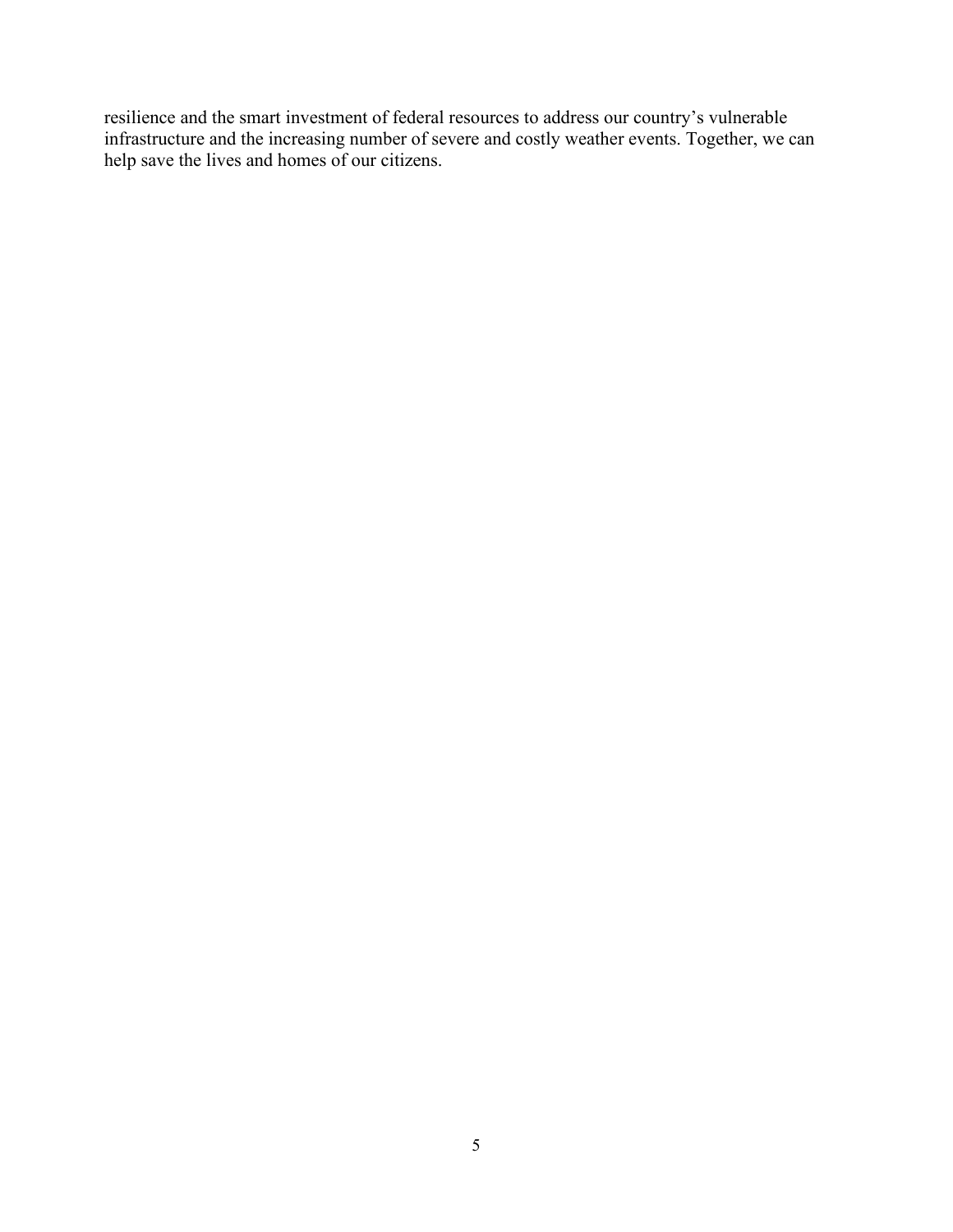resilience and the smart investment of federal resources to address our country's vulnerable infrastructure and the increasing number of severe and costly weather events. Together, we can help save the lives and homes of our citizens.